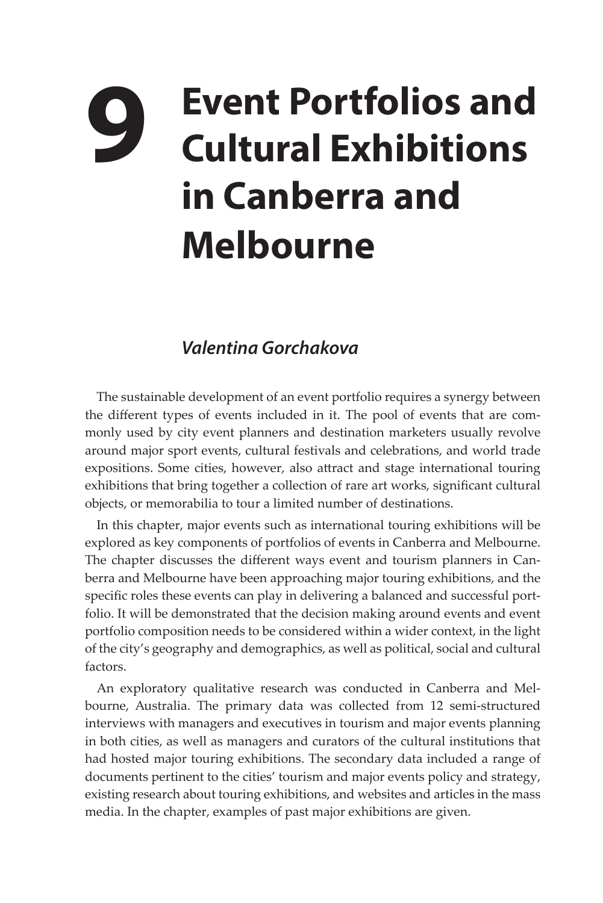# 9 Event Portfolios and Cultural Exhibitions in Canberra and Melbourne

***Valentina Gorchakova***

The sustainable development of an event portfolio requires a synergy between the different types of events included in it. The pool of events that are commonly used by city event planners and destination marketers usually revolve around major sport events, cultural festivals and celebrations, and world trade expositions. Some cities, however, also attract and stage international touring exhibitions that bring together a collection of rare art works, significant cultural objects, or memorabilia to tour a limited number of destinations.

In this chapter, major events such as international touring exhibitions will be explored as key components of portfolios of events in Canberra and Melbourne. The chapter discusses the different ways event and tourism planners in Canberra and Melbourne have been approaching major touring exhibitions, and the specific roles these events can play in delivering a balanced and successful portfolio. It will be demonstrated that the decision making around events and event portfolio composition needs to be considered within a wider context, in the light of the city's geography and demographics, as well as political, social and cultural factors.

An exploratory qualitative research was conducted in Canberra and Melbourne, Australia. The primary data was collected from 12 semi-structured interviews with managers and executives in tourism and major events planning in both cities, as well as managers and curators of the cultural institutions that had hosted major touring exhibitions. The secondary data included a range of documents pertinent to the cities' tourism and major events policy and strategy, existing research about touring exhibitions, and websites and articles in the mass media. In the chapter, examples of past major exhibitions are given.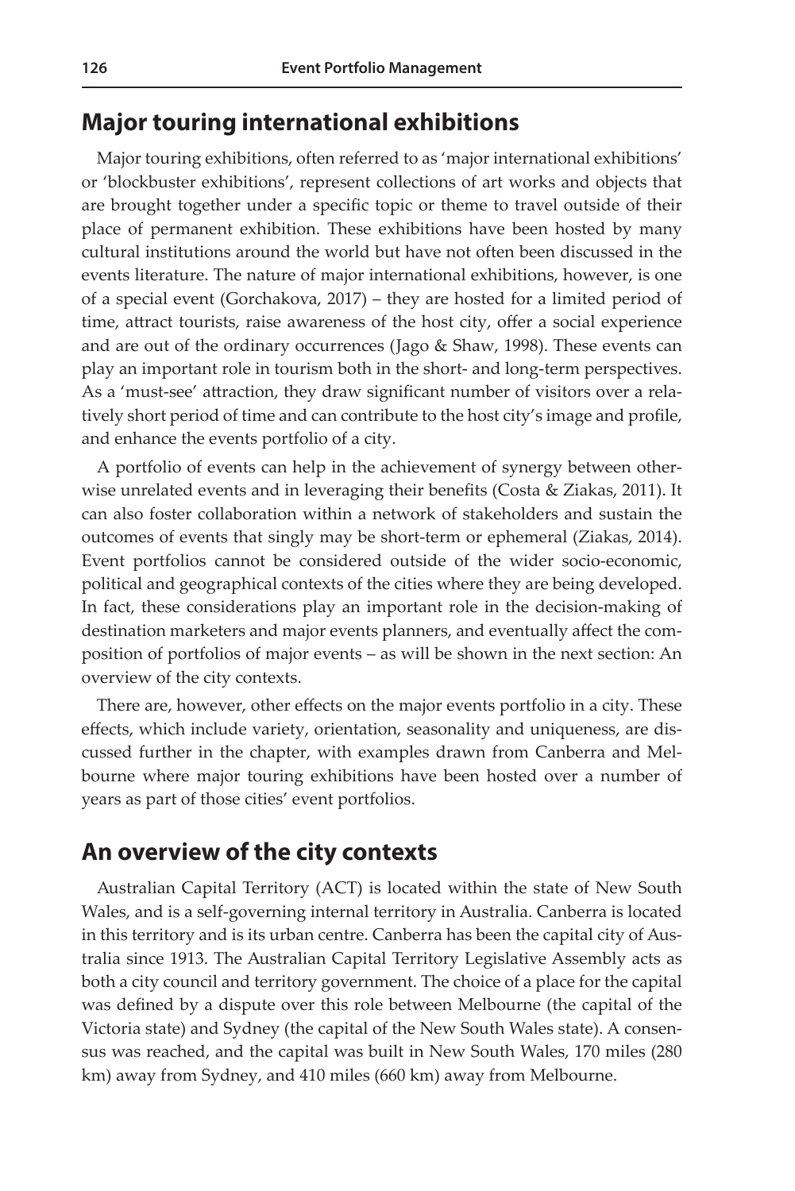## Major touring international exhibitions

Major touring exhibitions, often referred to as 'major international exhibitions' or 'blockbuster exhibitions', represent collections of art works and objects that are brought together under a specific topic or theme to travel outside of their place of permanent exhibition. These exhibitions have been hosted by many cultural institutions around the world but have not often been discussed in the events literature. The nature of major international exhibitions, however, is one of a special event (Gorchakova, 2017) – they are hosted for a limited period of time, attract tourists, raise awareness of the host city, offer a social experience and are out of the ordinary occurrences (Jago & Shaw, 1998). These events can play an important role in tourism both in the short- and long-term perspectives. As a 'must-see' attraction, they draw significant number of visitors over a relatively short period of time and can contribute to the host city's image and profile, and enhance the events portfolio of a city.

A portfolio of events can help in the achievement of synergy between otherwise unrelated events and in leveraging their benefits (Costa & Ziakas, 2011). It can also foster collaboration within a network of stakeholders and sustain the outcomes of events that singly may be short-term or ephemeral (Ziakas, 2014). Event portfolios cannot be considered outside of the wider socio-economic, political and geographical contexts of the cities where they are being developed. In fact, these considerations play an important role in the decision-making of destination marketers and major events planners, and eventually affect the composition of portfolios of major events – as will be shown in the next section: An overview of the city contexts.

There are, however, other effects on the major events portfolio in a city. These effects, which include variety, orientation, seasonality and uniqueness, are discussed further in the chapter, with examples drawn from Canberra and Melbourne where major touring exhibitions have been hosted over a number of years as part of those cities' event portfolios.

## An overview of the city contexts

Australian Capital Territory (ACT) is located within the state of New South Wales, and is a self-governing internal territory in Australia. Canberra is located in this territory and is its urban centre. Canberra has been the capital city of Australia since 1913. The Australian Capital Territory Legislative Assembly acts as both a city council and territory government. The choice of a place for the capital was defined by a dispute over this role between Melbourne (the capital of the Victoria state) and Sydney (the capital of the New South Wales state). A consensus was reached, and the capital was built in New South Wales, 170 miles (280 km) away from Sydney, and 410 miles (660 km) away from Melbourne.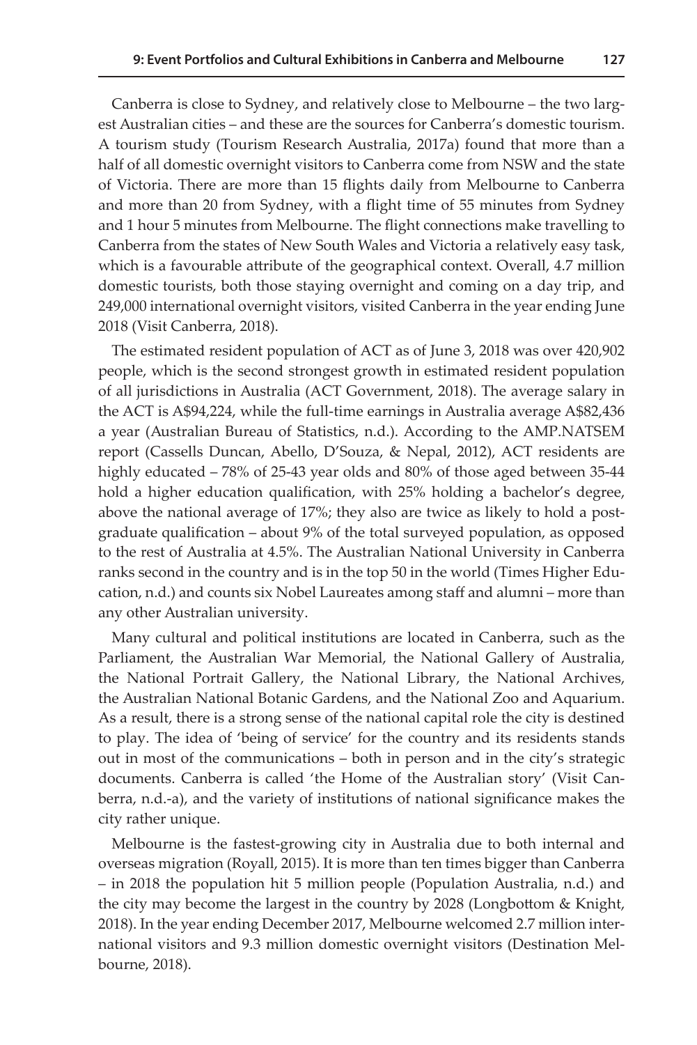Canberra is close to Sydney, and relatively close to Melbourne – the two largest Australian cities – and these are the sources for Canberra's domestic tourism. A tourism study (Tourism Research Australia, 2017a) found that more than a half of all domestic overnight visitors to Canberra come from NSW and the state of Victoria. There are more than 15 flights daily from Melbourne to Canberra and more than 20 from Sydney, with a flight time of 55 minutes from Sydney and 1 hour 5 minutes from Melbourne. The flight connections make travelling to Canberra from the states of New South Wales and Victoria a relatively easy task, which is a favourable attribute of the geographical context. Overall, 4.7 million domestic tourists, both those staying overnight and coming on a day trip, and 249,000 international overnight visitors, visited Canberra in the year ending June 2018 (Visit Canberra, 2018).

The estimated resident population of ACT as of June 3, 2018 was over 420,902 people, which is the second strongest growth in estimated resident population of all jurisdictions in Australia (ACT Government, 2018). The average salary in the ACT is A$94,224, while the full-time earnings in Australia average A$82,436 a year (Australian Bureau of Statistics, n.d.). According to the AMP.NATSEM report (Cassells Duncan, Abello, D'Souza, & Nepal, 2012), ACT residents are highly educated – 78% of 25-43 year olds and 80% of those aged between 35-44 hold a higher education qualification, with 25% holding a bachelor's degree, above the national average of 17%; they also are twice as likely to hold a postgraduate qualification – about 9% of the total surveyed population, as opposed to the rest of Australia at 4.5%. The Australian National University in Canberra ranks second in the country and is in the top 50 in the world (Times Higher Education, n.d.) and counts six Nobel Laureates among staff and alumni – more than any other Australian university.

Many cultural and political institutions are located in Canberra, such as the Parliament, the Australian War Memorial, the National Gallery of Australia, the National Portrait Gallery, the National Library, the National Archives, the Australian National Botanic Gardens, and the National Zoo and Aquarium. As a result, there is a strong sense of the national capital role the city is destined to play. The idea of 'being of service' for the country and its residents stands out in most of the communications – both in person and in the city's strategic documents. Canberra is called 'the Home of the Australian story' (Visit Canberra, n.d.-a), and the variety of institutions of national significance makes the city rather unique.

Melbourne is the fastest-growing city in Australia due to both internal and overseas migration (Royall, 2015). It is more than ten times bigger than Canberra – in 2018 the population hit 5 million people (Population Australia, n.d.) and the city may become the largest in the country by 2028 (Longbottom & Knight, 2018). In the year ending December 2017, Melbourne welcomed 2.7 million international visitors and 9.3 million domestic overnight visitors (Destination Melbourne, 2018).